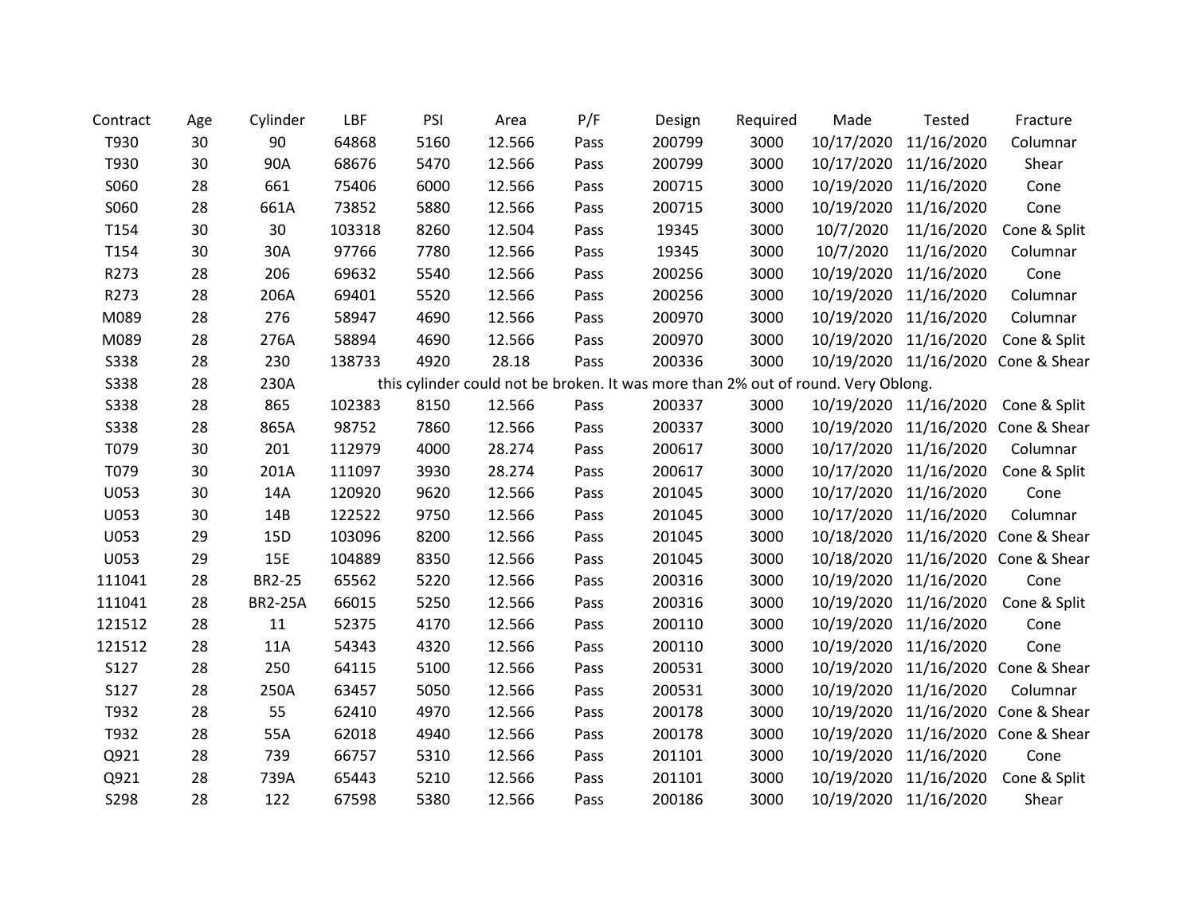| Contract | Age | Cylinder | LBF | PSI | Area | P/F | Design | Required | Made | Tested | Fracture |
|---|---|---|---|---|---|---|---|---|---|---|---|
| T930 | 30 | 90 | 64868 | 5160 | 12.566 | Pass | 200799 | 3000 | 10/17/2020 | 11/16/2020 | Columnar |
| T930 | 30 | 90A | 68676 | 5470 | 12.566 | Pass | 200799 | 3000 | 10/17/2020 | 11/16/2020 | Shear |
| S060 | 28 | 661 | 75406 | 6000 | 12.566 | Pass | 200715 | 3000 | 10/19/2020 | 11/16/2020 | Cone |
| S060 | 28 | 661A | 73852 | 5880 | 12.566 | Pass | 200715 | 3000 | 10/19/2020 | 11/16/2020 | Cone |
| T154 | 30 | 30 | 103318 | 8260 | 12.504 | Pass | 19345 | 3000 | 10/7/2020 | 11/16/2020 | Cone & Split |
| T154 | 30 | 30A | 97766 | 7780 | 12.566 | Pass | 19345 | 3000 | 10/7/2020 | 11/16/2020 | Columnar |
| R273 | 28 | 206 | 69632 | 5540 | 12.566 | Pass | 200256 | 3000 | 10/19/2020 | 11/16/2020 | Cone |
| R273 | 28 | 206A | 69401 | 5520 | 12.566 | Pass | 200256 | 3000 | 10/19/2020 | 11/16/2020 | Columnar |
| M089 | 28 | 276 | 58947 | 4690 | 12.566 | Pass | 200970 | 3000 | 10/19/2020 | 11/16/2020 | Columnar |
| M089 | 28 | 276A | 58894 | 4690 | 12.566 | Pass | 200970 | 3000 | 10/19/2020 | 11/16/2020 | Cone & Split |
| S338 | 28 | 230 | 138733 | 4920 | 28.18 | Pass | 200336 | 3000 | 10/19/2020 | 11/16/2020 | Cone & Shear |
| S338 | 28 | 230A | this cylinder could not be broken. It was more than 2% out of round. Very Oblong. | | | | | | | | |
| S338 | 28 | 865 | 102383 | 8150 | 12.566 | Pass | 200337 | 3000 | 10/19/2020 | 11/16/2020 | Cone & Split |
| S338 | 28 | 865A | 98752 | 7860 | 12.566 | Pass | 200337 | 3000 | 10/19/2020 | 11/16/2020 | Cone & Shear |
| T079 | 30 | 201 | 112979 | 4000 | 28.274 | Pass | 200617 | 3000 | 10/17/2020 | 11/16/2020 | Columnar |
| T079 | 30 | 201A | 111097 | 3930 | 28.274 | Pass | 200617 | 3000 | 10/17/2020 | 11/16/2020 | Cone & Split |
| U053 | 30 | 14A | 120920 | 9620 | 12.566 | Pass | 201045 | 3000 | 10/17/2020 | 11/16/2020 | Cone |
| U053 | 30 | 14B | 122522 | 9750 | 12.566 | Pass | 201045 | 3000 | 10/17/2020 | 11/16/2020 | Columnar |
| U053 | 29 | 15D | 103096 | 8200 | 12.566 | Pass | 201045 | 3000 | 10/18/2020 | 11/16/2020 | Cone & Shear |
| U053 | 29 | 15E | 104889 | 8350 | 12.566 | Pass | 201045 | 3000 | 10/18/2020 | 11/16/2020 | Cone & Shear |
| 111041 | 28 | BR2-25 | 65562 | 5220 | 12.566 | Pass | 200316 | 3000 | 10/19/2020 | 11/16/2020 | Cone |
| 111041 | 28 | BR2-25A | 66015 | 5250 | 12.566 | Pass | 200316 | 3000 | 10/19/2020 | 11/16/2020 | Cone & Split |
| 121512 | 28 | 11 | 52375 | 4170 | 12.566 | Pass | 200110 | 3000 | 10/19/2020 | 11/16/2020 | Cone |
| 121512 | 28 | 11A | 54343 | 4320 | 12.566 | Pass | 200110 | 3000 | 10/19/2020 | 11/16/2020 | Cone |
| S127 | 28 | 250 | 64115 | 5100 | 12.566 | Pass | 200531 | 3000 | 10/19/2020 | 11/16/2020 | Cone & Shear |
| S127 | 28 | 250A | 63457 | 5050 | 12.566 | Pass | 200531 | 3000 | 10/19/2020 | 11/16/2020 | Columnar |
| T932 | 28 | 55 | 62410 | 4970 | 12.566 | Pass | 200178 | 3000 | 10/19/2020 | 11/16/2020 | Cone & Shear |
| T932 | 28 | 55A | 62018 | 4940 | 12.566 | Pass | 200178 | 3000 | 10/19/2020 | 11/16/2020 | Cone & Shear |
| Q921 | 28 | 739 | 66757 | 5310 | 12.566 | Pass | 201101 | 3000 | 10/19/2020 | 11/16/2020 | Cone |
| Q921 | 28 | 739A | 65443 | 5210 | 12.566 | Pass | 201101 | 3000 | 10/19/2020 | 11/16/2020 | Cone & Split |
| S298 | 28 | 122 | 67598 | 5380 | 12.566 | Pass | 200186 | 3000 | 10/19/2020 | 11/16/2020 | Shear |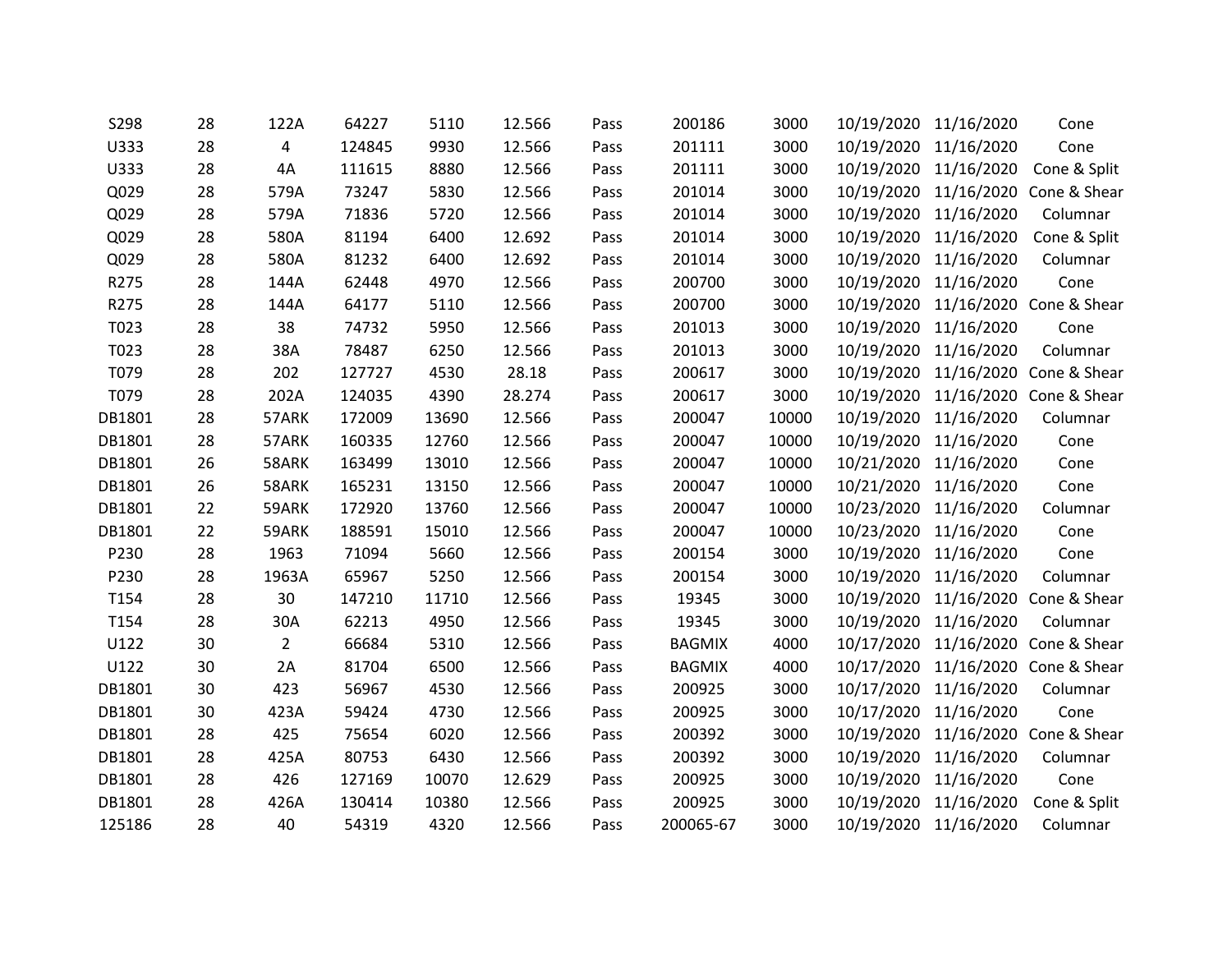| | | | | | | | | | | | |
|---|---|---|---|---|---|---|---|---|---|---|---|
| S298 | 28 | 122A | 64227 | 5110 | 12.566 | Pass | 200186 | 3000 | 10/19/2020 | 11/16/2020 | Cone |
| U333 | 28 | 4 | 124845 | 9930 | 12.566 | Pass | 201111 | 3000 | 10/19/2020 | 11/16/2020 | Cone |
| U333 | 28 | 4A | 111615 | 8880 | 12.566 | Pass | 201111 | 3000 | 10/19/2020 | 11/16/2020 | Cone & Split |
| Q029 | 28 | 579A | 73247 | 5830 | 12.566 | Pass | 201014 | 3000 | 10/19/2020 | 11/16/2020 | Cone & Shear |
| Q029 | 28 | 579A | 71836 | 5720 | 12.566 | Pass | 201014 | 3000 | 10/19/2020 | 11/16/2020 | Columnar |
| Q029 | 28 | 580A | 81194 | 6400 | 12.692 | Pass | 201014 | 3000 | 10/19/2020 | 11/16/2020 | Cone & Split |
| Q029 | 28 | 580A | 81232 | 6400 | 12.692 | Pass | 201014 | 3000 | 10/19/2020 | 11/16/2020 | Columnar |
| R275 | 28 | 144A | 62448 | 4970 | 12.566 | Pass | 200700 | 3000 | 10/19/2020 | 11/16/2020 | Cone |
| R275 | 28 | 144A | 64177 | 5110 | 12.566 | Pass | 200700 | 3000 | 10/19/2020 | 11/16/2020 | Cone & Shear |
| T023 | 28 | 38 | 74732 | 5950 | 12.566 | Pass | 201013 | 3000 | 10/19/2020 | 11/16/2020 | Cone |
| T023 | 28 | 38A | 78487 | 6250 | 12.566 | Pass | 201013 | 3000 | 10/19/2020 | 11/16/2020 | Columnar |
| T079 | 28 | 202 | 127727 | 4530 | 28.18 | Pass | 200617 | 3000 | 10/19/2020 | 11/16/2020 | Cone & Shear |
| T079 | 28 | 202A | 124035 | 4390 | 28.274 | Pass | 200617 | 3000 | 10/19/2020 | 11/16/2020 | Cone & Shear |
| DB1801 | 28 | 57ARK | 172009 | 13690 | 12.566 | Pass | 200047 | 10000 | 10/19/2020 | 11/16/2020 | Columnar |
| DB1801 | 28 | 57ARK | 160335 | 12760 | 12.566 | Pass | 200047 | 10000 | 10/19/2020 | 11/16/2020 | Cone |
| DB1801 | 26 | 58ARK | 163499 | 13010 | 12.566 | Pass | 200047 | 10000 | 10/21/2020 | 11/16/2020 | Cone |
| DB1801 | 26 | 58ARK | 165231 | 13150 | 12.566 | Pass | 200047 | 10000 | 10/21/2020 | 11/16/2020 | Cone |
| DB1801 | 22 | 59ARK | 172920 | 13760 | 12.566 | Pass | 200047 | 10000 | 10/23/2020 | 11/16/2020 | Columnar |
| DB1801 | 22 | 59ARK | 188591 | 15010 | 12.566 | Pass | 200047 | 10000 | 10/23/2020 | 11/16/2020 | Cone |
| P230 | 28 | 1963 | 71094 | 5660 | 12.566 | Pass | 200154 | 3000 | 10/19/2020 | 11/16/2020 | Cone |
| P230 | 28 | 1963A | 65967 | 5250 | 12.566 | Pass | 200154 | 3000 | 10/19/2020 | 11/16/2020 | Columnar |
| T154 | 28 | 30 | 147210 | 11710 | 12.566 | Pass | 19345 | 3000 | 10/19/2020 | 11/16/2020 | Cone & Shear |
| T154 | 28 | 30A | 62213 | 4950 | 12.566 | Pass | 19345 | 3000 | 10/19/2020 | 11/16/2020 | Columnar |
| U122 | 30 | 2 | 66684 | 5310 | 12.566 | Pass | BAGMIX | 4000 | 10/17/2020 | 11/16/2020 | Cone & Shear |
| U122 | 30 | 2A | 81704 | 6500 | 12.566 | Pass | BAGMIX | 4000 | 10/17/2020 | 11/16/2020 | Cone & Shear |
| DB1801 | 30 | 423 | 56967 | 4530 | 12.566 | Pass | 200925 | 3000 | 10/17/2020 | 11/16/2020 | Columnar |
| DB1801 | 30 | 423A | 59424 | 4730 | 12.566 | Pass | 200925 | 3000 | 10/17/2020 | 11/16/2020 | Cone |
| DB1801 | 28 | 425 | 75654 | 6020 | 12.566 | Pass | 200392 | 3000 | 10/19/2020 | 11/16/2020 | Cone & Shear |
| DB1801 | 28 | 425A | 80753 | 6430 | 12.566 | Pass | 200392 | 3000 | 10/19/2020 | 11/16/2020 | Columnar |
| DB1801 | 28 | 426 | 127169 | 10070 | 12.629 | Pass | 200925 | 3000 | 10/19/2020 | 11/16/2020 | Cone |
| DB1801 | 28 | 426A | 130414 | 10380 | 12.566 | Pass | 200925 | 3000 | 10/19/2020 | 11/16/2020 | Cone & Split |
| 125186 | 28 | 40 | 54319 | 4320 | 12.566 | Pass | 200065-67 | 3000 | 10/19/2020 | 11/16/2020 | Columnar |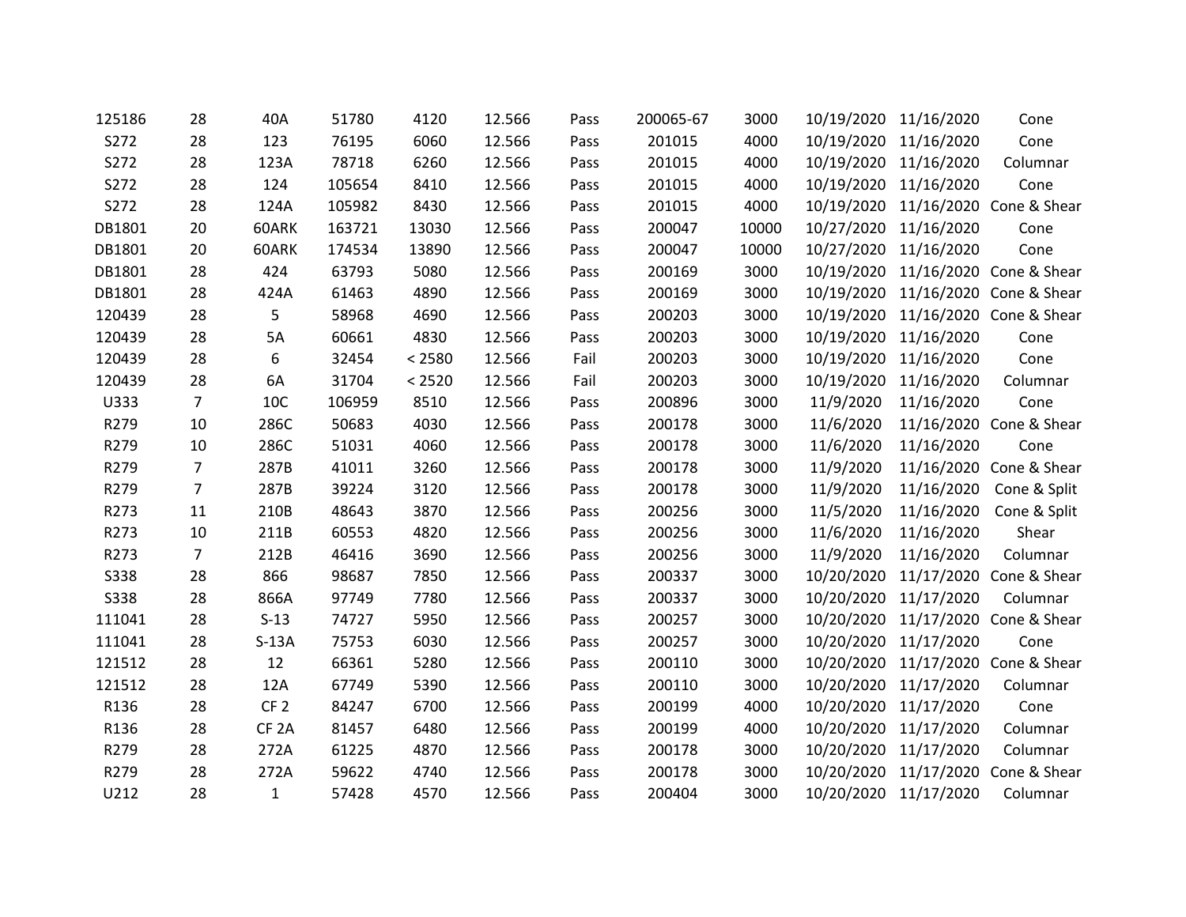| | | | | | | | | | | | |
|---|---|---|---|---|---|---|---|---|---|---|---|
| 125186 | 28 | 40A | 51780 | 4120 | 12.566 | Pass | 200065-67 | 3000 | 10/19/2020 | 11/16/2020 | Cone |
| S272 | 28 | 123 | 76195 | 6060 | 12.566 | Pass | 201015 | 4000 | 10/19/2020 | 11/16/2020 | Cone |
| S272 | 28 | 123A | 78718 | 6260 | 12.566 | Pass | 201015 | 4000 | 10/19/2020 | 11/16/2020 | Columnar |
| S272 | 28 | 124 | 105654 | 8410 | 12.566 | Pass | 201015 | 4000 | 10/19/2020 | 11/16/2020 | Cone |
| S272 | 28 | 124A | 105982 | 8430 | 12.566 | Pass | 201015 | 4000 | 10/19/2020 | 11/16/2020 | Cone & Shear |
| DB1801 | 20 | 60ARK | 163721 | 13030 | 12.566 | Pass | 200047 | 10000 | 10/27/2020 | 11/16/2020 | Cone |
| DB1801 | 20 | 60ARK | 174534 | 13890 | 12.566 | Pass | 200047 | 10000 | 10/27/2020 | 11/16/2020 | Cone |
| DB1801 | 28 | 424 | 63793 | 5080 | 12.566 | Pass | 200169 | 3000 | 10/19/2020 | 11/16/2020 | Cone & Shear |
| DB1801 | 28 | 424A | 61463 | 4890 | 12.566 | Pass | 200169 | 3000 | 10/19/2020 | 11/16/2020 | Cone & Shear |
| 120439 | 28 | 5 | 58968 | 4690 | 12.566 | Pass | 200203 | 3000 | 10/19/2020 | 11/16/2020 | Cone & Shear |
| 120439 | 28 | 5A | 60661 | 4830 | 12.566 | Pass | 200203 | 3000 | 10/19/2020 | 11/16/2020 | Cone |
| 120439 | 28 | 6 | 32454 | < 2580 | 12.566 | Fail | 200203 | 3000 | 10/19/2020 | 11/16/2020 | Cone |
| 120439 | 28 | 6A | 31704 | < 2520 | 12.566 | Fail | 200203 | 3000 | 10/19/2020 | 11/16/2020 | Columnar |
| U333 | 7 | 10C | 106959 | 8510 | 12.566 | Pass | 200896 | 3000 | 11/9/2020 | 11/16/2020 | Cone |
| R279 | 10 | 286C | 50683 | 4030 | 12.566 | Pass | 200178 | 3000 | 11/6/2020 | 11/16/2020 | Cone & Shear |
| R279 | 10 | 286C | 51031 | 4060 | 12.566 | Pass | 200178 | 3000 | 11/6/2020 | 11/16/2020 | Cone |
| R279 | 7 | 287B | 41011 | 3260 | 12.566 | Pass | 200178 | 3000 | 11/9/2020 | 11/16/2020 | Cone & Shear |
| R279 | 7 | 287B | 39224 | 3120 | 12.566 | Pass | 200178 | 3000 | 11/9/2020 | 11/16/2020 | Cone & Split |
| R273 | 11 | 210B | 48643 | 3870 | 12.566 | Pass | 200256 | 3000 | 11/5/2020 | 11/16/2020 | Cone & Split |
| R273 | 10 | 211B | 60553 | 4820 | 12.566 | Pass | 200256 | 3000 | 11/6/2020 | 11/16/2020 | Shear |
| R273 | 7 | 212B | 46416 | 3690 | 12.566 | Pass | 200256 | 3000 | 11/9/2020 | 11/16/2020 | Columnar |
| S338 | 28 | 866 | 98687 | 7850 | 12.566 | Pass | 200337 | 3000 | 10/20/2020 | 11/17/2020 | Cone & Shear |
| S338 | 28 | 866A | 97749 | 7780 | 12.566 | Pass | 200337 | 3000 | 10/20/2020 | 11/17/2020 | Columnar |
| 111041 | 28 | S-13 | 74727 | 5950 | 12.566 | Pass | 200257 | 3000 | 10/20/2020 | 11/17/2020 | Cone & Shear |
| 111041 | 28 | S-13A | 75753 | 6030 | 12.566 | Pass | 200257 | 3000 | 10/20/2020 | 11/17/2020 | Cone |
| 121512 | 28 | 12 | 66361 | 5280 | 12.566 | Pass | 200110 | 3000 | 10/20/2020 | 11/17/2020 | Cone & Shear |
| 121512 | 28 | 12A | 67749 | 5390 | 12.566 | Pass | 200110 | 3000 | 10/20/2020 | 11/17/2020 | Columnar |
| R136 | 28 | CF 2 | 84247 | 6700 | 12.566 | Pass | 200199 | 4000 | 10/20/2020 | 11/17/2020 | Cone |
| R136 | 28 | CF 2A | 81457 | 6480 | 12.566 | Pass | 200199 | 4000 | 10/20/2020 | 11/17/2020 | Columnar |
| R279 | 28 | 272A | 61225 | 4870 | 12.566 | Pass | 200178 | 3000 | 10/20/2020 | 11/17/2020 | Columnar |
| R279 | 28 | 272A | 59622 | 4740 | 12.566 | Pass | 200178 | 3000 | 10/20/2020 | 11/17/2020 | Cone & Shear |
| U212 | 28 | 1 | 57428 | 4570 | 12.566 | Pass | 200404 | 3000 | 10/20/2020 | 11/17/2020 | Columnar |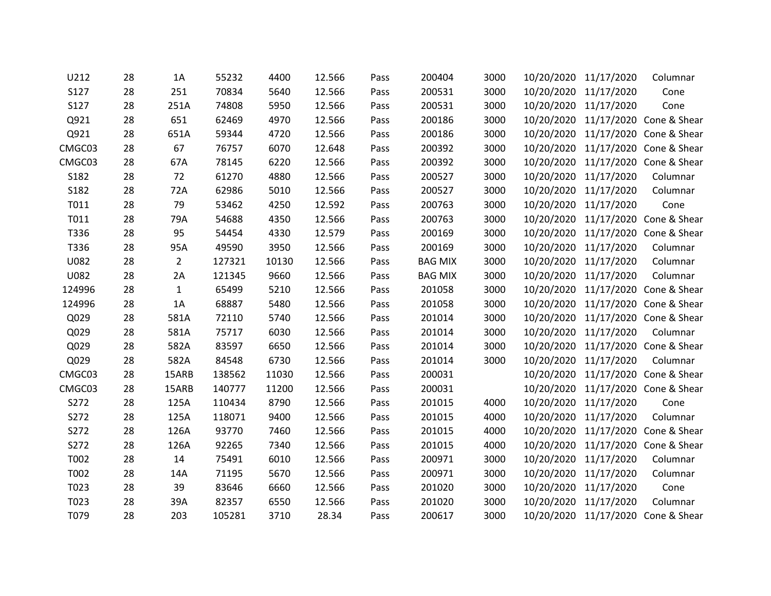| | | | | | | | | | | | |
|---|---|---|---|---|---|---|---|---|---|---|---|
| U212 | 28 | 1A | 55232 | 4400 | 12.566 | Pass | 200404 | 3000 | 10/20/2020 | 11/17/2020 | Columnar |
| S127 | 28 | 251 | 70834 | 5640 | 12.566 | Pass | 200531 | 3000 | 10/20/2020 | 11/17/2020 | Cone |
| S127 | 28 | 251A | 74808 | 5950 | 12.566 | Pass | 200531 | 3000 | 10/20/2020 | 11/17/2020 | Cone |
| Q921 | 28 | 651 | 62469 | 4970 | 12.566 | Pass | 200186 | 3000 | 10/20/2020 | 11/17/2020 | Cone & Shear |
| Q921 | 28 | 651A | 59344 | 4720 | 12.566 | Pass | 200186 | 3000 | 10/20/2020 | 11/17/2020 | Cone & Shear |
| CMGC03 | 28 | 67 | 76757 | 6070 | 12.648 | Pass | 200392 | 3000 | 10/20/2020 | 11/17/2020 | Cone & Shear |
| CMGC03 | 28 | 67A | 78145 | 6220 | 12.566 | Pass | 200392 | 3000 | 10/20/2020 | 11/17/2020 | Cone & Shear |
| S182 | 28 | 72 | 61270 | 4880 | 12.566 | Pass | 200527 | 3000 | 10/20/2020 | 11/17/2020 | Columnar |
| S182 | 28 | 72A | 62986 | 5010 | 12.566 | Pass | 200527 | 3000 | 10/20/2020 | 11/17/2020 | Columnar |
| T011 | 28 | 79 | 53462 | 4250 | 12.592 | Pass | 200763 | 3000 | 10/20/2020 | 11/17/2020 | Cone |
| T011 | 28 | 79A | 54688 | 4350 | 12.566 | Pass | 200763 | 3000 | 10/20/2020 | 11/17/2020 | Cone & Shear |
| T336 | 28 | 95 | 54454 | 4330 | 12.579 | Pass | 200169 | 3000 | 10/20/2020 | 11/17/2020 | Cone & Shear |
| T336 | 28 | 95A | 49590 | 3950 | 12.566 | Pass | 200169 | 3000 | 10/20/2020 | 11/17/2020 | Columnar |
| U082 | 28 | 2 | 127321 | 10130 | 12.566 | Pass | BAG MIX | 3000 | 10/20/2020 | 11/17/2020 | Columnar |
| U082 | 28 | 2A | 121345 | 9660 | 12.566 | Pass | BAG MIX | 3000 | 10/20/2020 | 11/17/2020 | Columnar |
| 124996 | 28 | 1 | 65499 | 5210 | 12.566 | Pass | 201058 | 3000 | 10/20/2020 | 11/17/2020 | Cone & Shear |
| 124996 | 28 | 1A | 68887 | 5480 | 12.566 | Pass | 201058 | 3000 | 10/20/2020 | 11/17/2020 | Cone & Shear |
| Q029 | 28 | 581A | 72110 | 5740 | 12.566 | Pass | 201014 | 3000 | 10/20/2020 | 11/17/2020 | Cone & Shear |
| Q029 | 28 | 581A | 75717 | 6030 | 12.566 | Pass | 201014 | 3000 | 10/20/2020 | 11/17/2020 | Columnar |
| Q029 | 28 | 582A | 83597 | 6650 | 12.566 | Pass | 201014 | 3000 | 10/20/2020 | 11/17/2020 | Cone & Shear |
| Q029 | 28 | 582A | 84548 | 6730 | 12.566 | Pass | 201014 | 3000 | 10/20/2020 | 11/17/2020 | Columnar |
| CMGC03 | 28 | 15ARB | 138562 | 11030 | 12.566 | Pass | 200031 | | 10/20/2020 | 11/17/2020 | Cone & Shear |
| CMGC03 | 28 | 15ARB | 140777 | 11200 | 12.566 | Pass | 200031 | | 10/20/2020 | 11/17/2020 | Cone & Shear |
| S272 | 28 | 125A | 110434 | 8790 | 12.566 | Pass | 201015 | 4000 | 10/20/2020 | 11/17/2020 | Cone |
| S272 | 28 | 125A | 118071 | 9400 | 12.566 | Pass | 201015 | 4000 | 10/20/2020 | 11/17/2020 | Columnar |
| S272 | 28 | 126A | 93770 | 7460 | 12.566 | Pass | 201015 | 4000 | 10/20/2020 | 11/17/2020 | Cone & Shear |
| S272 | 28 | 126A | 92265 | 7340 | 12.566 | Pass | 201015 | 4000 | 10/20/2020 | 11/17/2020 | Cone & Shear |
| T002 | 28 | 14 | 75491 | 6010 | 12.566 | Pass | 200971 | 3000 | 10/20/2020 | 11/17/2020 | Columnar |
| T002 | 28 | 14A | 71195 | 5670 | 12.566 | Pass | 200971 | 3000 | 10/20/2020 | 11/17/2020 | Columnar |
| T023 | 28 | 39 | 83646 | 6660 | 12.566 | Pass | 201020 | 3000 | 10/20/2020 | 11/17/2020 | Cone |
| T023 | 28 | 39A | 82357 | 6550 | 12.566 | Pass | 201020 | 3000 | 10/20/2020 | 11/17/2020 | Columnar |
| T079 | 28 | 203 | 105281 | 3710 | 28.34 | Pass | 200617 | 3000 | 10/20/2020 | 11/17/2020 | Cone & Shear |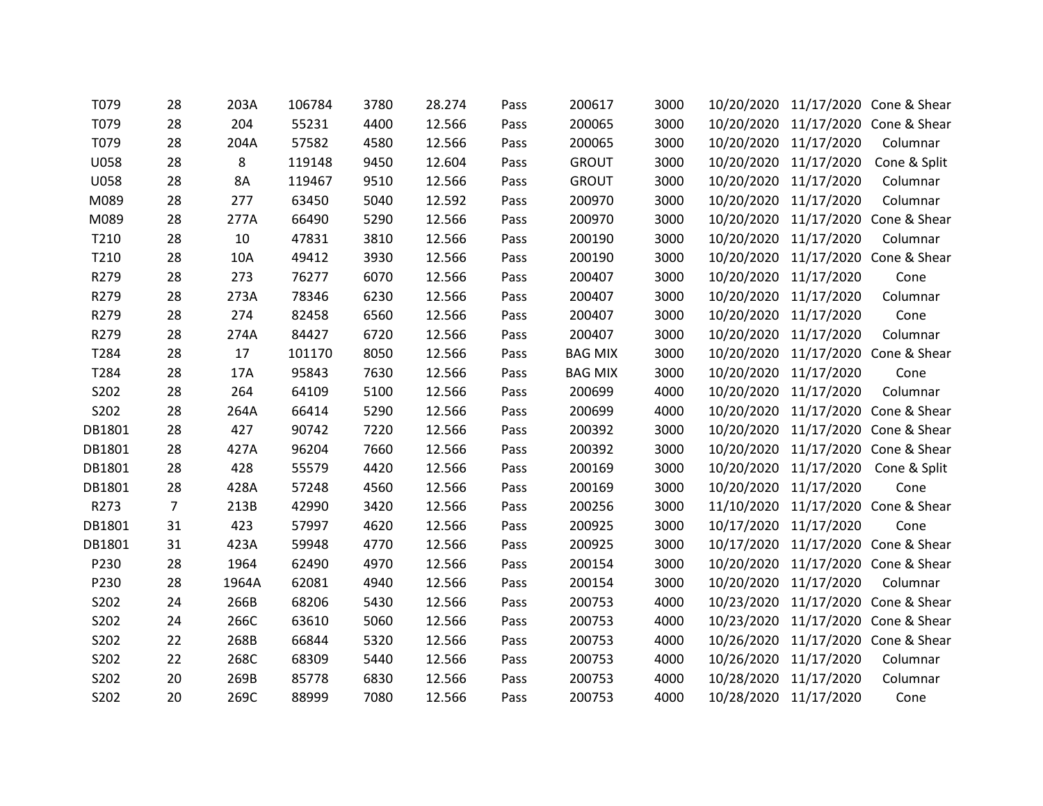| | | | | | | | | | | | |
|---|---|---|---|---|---|---|---|---|---|---|---|
| T079 | 28 | 203A | 106784 | 3780 | 28.274 | Pass | 200617 | 3000 | 10/20/2020 | 11/17/2020 | Cone & Shear |
| T079 | 28 | 204 | 55231 | 4400 | 12.566 | Pass | 200065 | 3000 | 10/20/2020 | 11/17/2020 | Cone & Shear |
| T079 | 28 | 204A | 57582 | 4580 | 12.566 | Pass | 200065 | 3000 | 10/20/2020 | 11/17/2020 | Columnar |
| U058 | 28 | 8 | 119148 | 9450 | 12.604 | Pass | GROUT | 3000 | 10/20/2020 | 11/17/2020 | Cone & Split |
| U058 | 28 | 8A | 119467 | 9510 | 12.566 | Pass | GROUT | 3000 | 10/20/2020 | 11/17/2020 | Columnar |
| M089 | 28 | 277 | 63450 | 5040 | 12.592 | Pass | 200970 | 3000 | 10/20/2020 | 11/17/2020 | Columnar |
| M089 | 28 | 277A | 66490 | 5290 | 12.566 | Pass | 200970 | 3000 | 10/20/2020 | 11/17/2020 | Cone & Shear |
| T210 | 28 | 10 | 47831 | 3810 | 12.566 | Pass | 200190 | 3000 | 10/20/2020 | 11/17/2020 | Columnar |
| T210 | 28 | 10A | 49412 | 3930 | 12.566 | Pass | 200190 | 3000 | 10/20/2020 | 11/17/2020 | Cone & Shear |
| R279 | 28 | 273 | 76277 | 6070 | 12.566 | Pass | 200407 | 3000 | 10/20/2020 | 11/17/2020 | Cone |
| R279 | 28 | 273A | 78346 | 6230 | 12.566 | Pass | 200407 | 3000 | 10/20/2020 | 11/17/2020 | Columnar |
| R279 | 28 | 274 | 82458 | 6560 | 12.566 | Pass | 200407 | 3000 | 10/20/2020 | 11/17/2020 | Cone |
| R279 | 28 | 274A | 84427 | 6720 | 12.566 | Pass | 200407 | 3000 | 10/20/2020 | 11/17/2020 | Columnar |
| T284 | 28 | 17 | 101170 | 8050 | 12.566 | Pass | BAG MIX | 3000 | 10/20/2020 | 11/17/2020 | Cone & Shear |
| T284 | 28 | 17A | 95843 | 7630 | 12.566 | Pass | BAG MIX | 3000 | 10/20/2020 | 11/17/2020 | Cone |
| S202 | 28 | 264 | 64109 | 5100 | 12.566 | Pass | 200699 | 4000 | 10/20/2020 | 11/17/2020 | Columnar |
| S202 | 28 | 264A | 66414 | 5290 | 12.566 | Pass | 200699 | 4000 | 10/20/2020 | 11/17/2020 | Cone & Shear |
| DB1801 | 28 | 427 | 90742 | 7220 | 12.566 | Pass | 200392 | 3000 | 10/20/2020 | 11/17/2020 | Cone & Shear |
| DB1801 | 28 | 427A | 96204 | 7660 | 12.566 | Pass | 200392 | 3000 | 10/20/2020 | 11/17/2020 | Cone & Shear |
| DB1801 | 28 | 428 | 55579 | 4420 | 12.566 | Pass | 200169 | 3000 | 10/20/2020 | 11/17/2020 | Cone & Split |
| DB1801 | 28 | 428A | 57248 | 4560 | 12.566 | Pass | 200169 | 3000 | 10/20/2020 | 11/17/2020 | Cone |
| R273 | 7 | 213B | 42990 | 3420 | 12.566 | Pass | 200256 | 3000 | 11/10/2020 | 11/17/2020 | Cone & Shear |
| DB1801 | 31 | 423 | 57997 | 4620 | 12.566 | Pass | 200925 | 3000 | 10/17/2020 | 11/17/2020 | Cone |
| DB1801 | 31 | 423A | 59948 | 4770 | 12.566 | Pass | 200925 | 3000 | 10/17/2020 | 11/17/2020 | Cone & Shear |
| P230 | 28 | 1964 | 62490 | 4970 | 12.566 | Pass | 200154 | 3000 | 10/20/2020 | 11/17/2020 | Cone & Shear |
| P230 | 28 | 1964A | 62081 | 4940 | 12.566 | Pass | 200154 | 3000 | 10/20/2020 | 11/17/2020 | Columnar |
| S202 | 24 | 266B | 68206 | 5430 | 12.566 | Pass | 200753 | 4000 | 10/23/2020 | 11/17/2020 | Cone & Shear |
| S202 | 24 | 266C | 63610 | 5060 | 12.566 | Pass | 200753 | 4000 | 10/23/2020 | 11/17/2020 | Cone & Shear |
| S202 | 22 | 268B | 66844 | 5320 | 12.566 | Pass | 200753 | 4000 | 10/26/2020 | 11/17/2020 | Cone & Shear |
| S202 | 22 | 268C | 68309 | 5440 | 12.566 | Pass | 200753 | 4000 | 10/26/2020 | 11/17/2020 | Columnar |
| S202 | 20 | 269B | 85778 | 6830 | 12.566 | Pass | 200753 | 4000 | 10/28/2020 | 11/17/2020 | Columnar |
| S202 | 20 | 269C | 88999 | 7080 | 12.566 | Pass | 200753 | 4000 | 10/28/2020 | 11/17/2020 | Cone |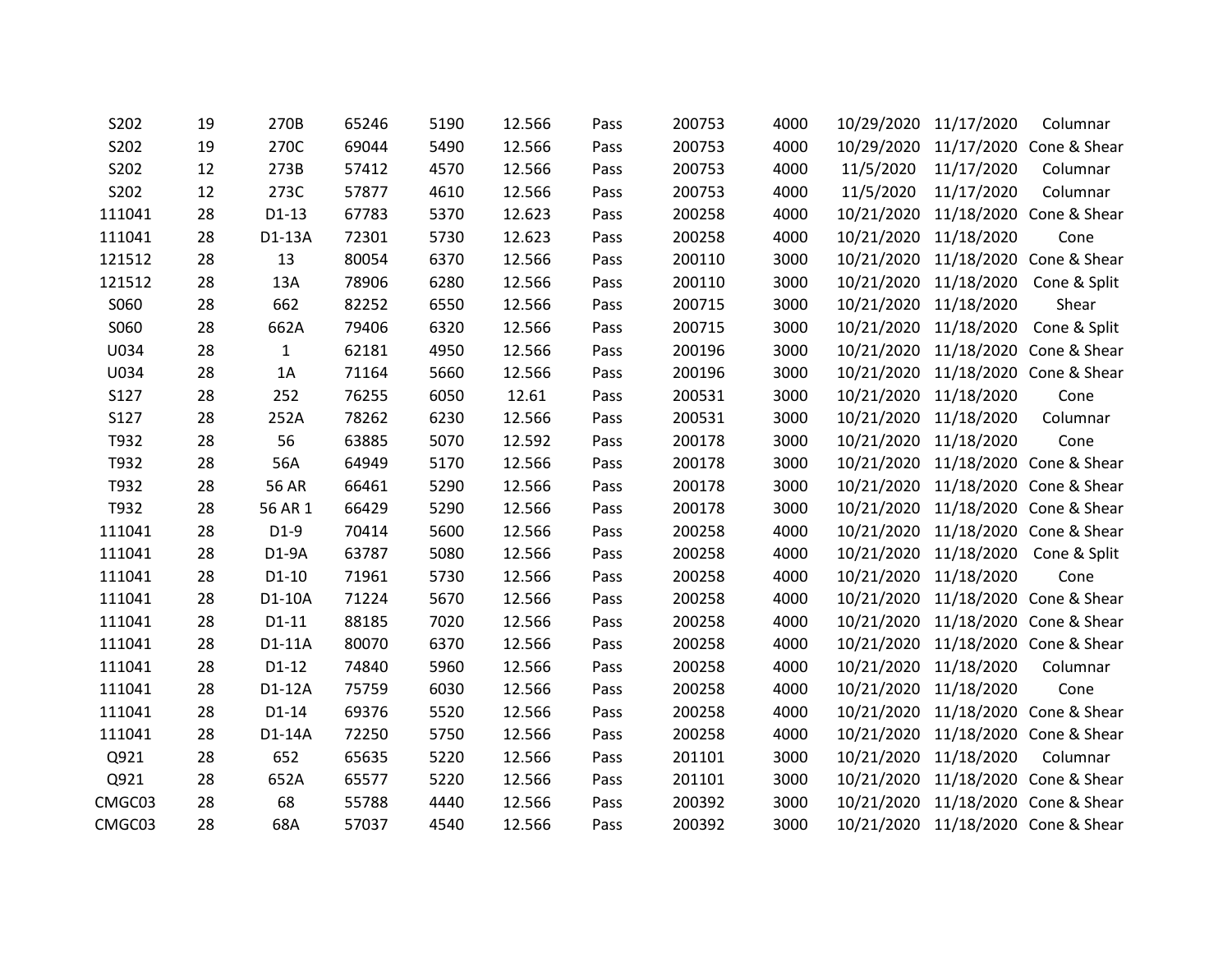|  |  |  |  |  |  |  |  |  |  |  |  |
|---|---|---|---|---|---|---|---|---|---|---|---|
| S202 | 19 | 270B | 65246 | 5190 | 12.566 | Pass | 200753 | 4000 | 10/29/2020 | 11/17/2020 | Columnar |
| S202 | 19 | 270C | 69044 | 5490 | 12.566 | Pass | 200753 | 4000 | 10/29/2020 | 11/17/2020 | Cone & Shear |
| S202 | 12 | 273B | 57412 | 4570 | 12.566 | Pass | 200753 | 4000 | 11/5/2020 | 11/17/2020 | Columnar |
| S202 | 12 | 273C | 57877 | 4610 | 12.566 | Pass | 200753 | 4000 | 11/5/2020 | 11/17/2020 | Columnar |
| 111041 | 28 | D1-13 | 67783 | 5370 | 12.623 | Pass | 200258 | 4000 | 10/21/2020 | 11/18/2020 | Cone & Shear |
| 111041 | 28 | D1-13A | 72301 | 5730 | 12.623 | Pass | 200258 | 4000 | 10/21/2020 | 11/18/2020 | Cone |
| 121512 | 28 | 13 | 80054 | 6370 | 12.566 | Pass | 200110 | 3000 | 10/21/2020 | 11/18/2020 | Cone & Shear |
| 121512 | 28 | 13A | 78906 | 6280 | 12.566 | Pass | 200110 | 3000 | 10/21/2020 | 11/18/2020 | Cone & Split |
| S060 | 28 | 662 | 82252 | 6550 | 12.566 | Pass | 200715 | 3000 | 10/21/2020 | 11/18/2020 | Shear |
| S060 | 28 | 662A | 79406 | 6320 | 12.566 | Pass | 200715 | 3000 | 10/21/2020 | 11/18/2020 | Cone & Split |
| U034 | 28 | 1 | 62181 | 4950 | 12.566 | Pass | 200196 | 3000 | 10/21/2020 | 11/18/2020 | Cone & Shear |
| U034 | 28 | 1A | 71164 | 5660 | 12.566 | Pass | 200196 | 3000 | 10/21/2020 | 11/18/2020 | Cone & Shear |
| S127 | 28 | 252 | 76255 | 6050 | 12.61 | Pass | 200531 | 3000 | 10/21/2020 | 11/18/2020 | Cone |
| S127 | 28 | 252A | 78262 | 6230 | 12.566 | Pass | 200531 | 3000 | 10/21/2020 | 11/18/2020 | Columnar |
| T932 | 28 | 56 | 63885 | 5070 | 12.592 | Pass | 200178 | 3000 | 10/21/2020 | 11/18/2020 | Cone |
| T932 | 28 | 56A | 64949 | 5170 | 12.566 | Pass | 200178 | 3000 | 10/21/2020 | 11/18/2020 | Cone & Shear |
| T932 | 28 | 56 AR | 66461 | 5290 | 12.566 | Pass | 200178 | 3000 | 10/21/2020 | 11/18/2020 | Cone & Shear |
| T932 | 28 | 56 AR 1 | 66429 | 5290 | 12.566 | Pass | 200178 | 3000 | 10/21/2020 | 11/18/2020 | Cone & Shear |
| 111041 | 28 | D1-9 | 70414 | 5600 | 12.566 | Pass | 200258 | 4000 | 10/21/2020 | 11/18/2020 | Cone & Shear |
| 111041 | 28 | D1-9A | 63787 | 5080 | 12.566 | Pass | 200258 | 4000 | 10/21/2020 | 11/18/2020 | Cone & Split |
| 111041 | 28 | D1-10 | 71961 | 5730 | 12.566 | Pass | 200258 | 4000 | 10/21/2020 | 11/18/2020 | Cone |
| 111041 | 28 | D1-10A | 71224 | 5670 | 12.566 | Pass | 200258 | 4000 | 10/21/2020 | 11/18/2020 | Cone & Shear |
| 111041 | 28 | D1-11 | 88185 | 7020 | 12.566 | Pass | 200258 | 4000 | 10/21/2020 | 11/18/2020 | Cone & Shear |
| 111041 | 28 | D1-11A | 80070 | 6370 | 12.566 | Pass | 200258 | 4000 | 10/21/2020 | 11/18/2020 | Cone & Shear |
| 111041 | 28 | D1-12 | 74840 | 5960 | 12.566 | Pass | 200258 | 4000 | 10/21/2020 | 11/18/2020 | Columnar |
| 111041 | 28 | D1-12A | 75759 | 6030 | 12.566 | Pass | 200258 | 4000 | 10/21/2020 | 11/18/2020 | Cone |
| 111041 | 28 | D1-14 | 69376 | 5520 | 12.566 | Pass | 200258 | 4000 | 10/21/2020 | 11/18/2020 | Cone & Shear |
| 111041 | 28 | D1-14A | 72250 | 5750 | 12.566 | Pass | 200258 | 4000 | 10/21/2020 | 11/18/2020 | Cone & Shear |
| Q921 | 28 | 652 | 65635 | 5220 | 12.566 | Pass | 201101 | 3000 | 10/21/2020 | 11/18/2020 | Columnar |
| Q921 | 28 | 652A | 65577 | 5220 | 12.566 | Pass | 201101 | 3000 | 10/21/2020 | 11/18/2020 | Cone & Shear |
| CMGC03 | 28 | 68 | 55788 | 4440 | 12.566 | Pass | 200392 | 3000 | 10/21/2020 | 11/18/2020 | Cone & Shear |
| CMGC03 | 28 | 68A | 57037 | 4540 | 12.566 | Pass | 200392 | 3000 | 10/21/2020 | 11/18/2020 | Cone & Shear |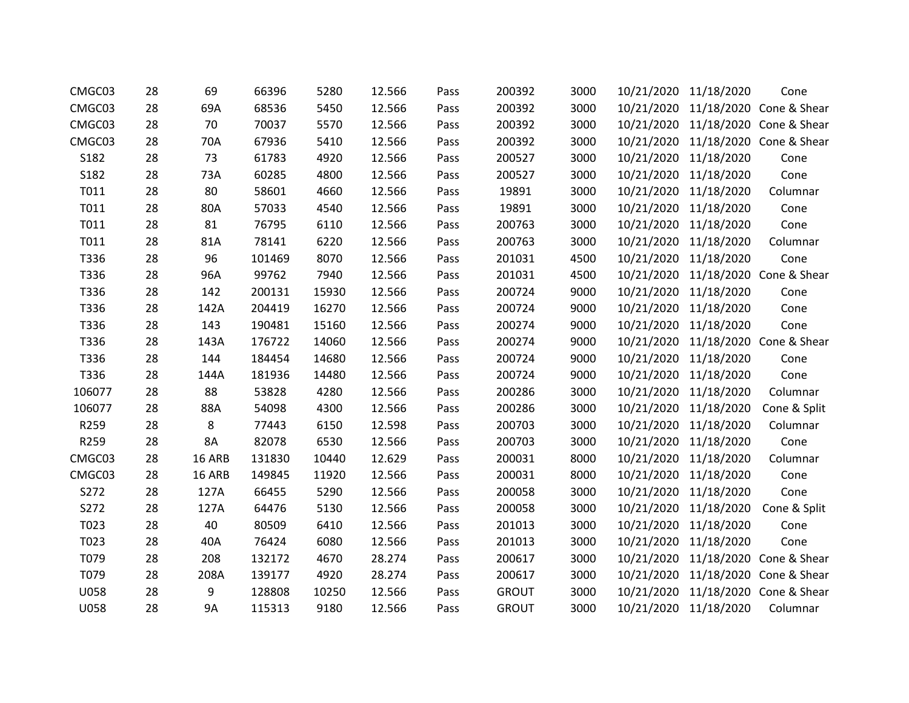| | | | | | | | | | | | |
|---|---|---|---|---|---|---|---|---|---|---|---|
| CMGC03 | 28 | 69 | 66396 | 5280 | 12.566 | Pass | 200392 | 3000 | 10/21/2020 | 11/18/2020 | Cone |
| CMGC03 | 28 | 69A | 68536 | 5450 | 12.566 | Pass | 200392 | 3000 | 10/21/2020 | 11/18/2020 | Cone & Shear |
| CMGC03 | 28 | 70 | 70037 | 5570 | 12.566 | Pass | 200392 | 3000 | 10/21/2020 | 11/18/2020 | Cone & Shear |
| CMGC03 | 28 | 70A | 67936 | 5410 | 12.566 | Pass | 200392 | 3000 | 10/21/2020 | 11/18/2020 | Cone & Shear |
| S182 | 28 | 73 | 61783 | 4920 | 12.566 | Pass | 200527 | 3000 | 10/21/2020 | 11/18/2020 | Cone |
| S182 | 28 | 73A | 60285 | 4800 | 12.566 | Pass | 200527 | 3000 | 10/21/2020 | 11/18/2020 | Cone |
| T011 | 28 | 80 | 58601 | 4660 | 12.566 | Pass | 19891 | 3000 | 10/21/2020 | 11/18/2020 | Columnar |
| T011 | 28 | 80A | 57033 | 4540 | 12.566 | Pass | 19891 | 3000 | 10/21/2020 | 11/18/2020 | Cone |
| T011 | 28 | 81 | 76795 | 6110 | 12.566 | Pass | 200763 | 3000 | 10/21/2020 | 11/18/2020 | Cone |
| T011 | 28 | 81A | 78141 | 6220 | 12.566 | Pass | 200763 | 3000 | 10/21/2020 | 11/18/2020 | Columnar |
| T336 | 28 | 96 | 101469 | 8070 | 12.566 | Pass | 201031 | 4500 | 10/21/2020 | 11/18/2020 | Cone |
| T336 | 28 | 96A | 99762 | 7940 | 12.566 | Pass | 201031 | 4500 | 10/21/2020 | 11/18/2020 | Cone & Shear |
| T336 | 28 | 142 | 200131 | 15930 | 12.566 | Pass | 200724 | 9000 | 10/21/2020 | 11/18/2020 | Cone |
| T336 | 28 | 142A | 204419 | 16270 | 12.566 | Pass | 200724 | 9000 | 10/21/2020 | 11/18/2020 | Cone |
| T336 | 28 | 143 | 190481 | 15160 | 12.566 | Pass | 200274 | 9000 | 10/21/2020 | 11/18/2020 | Cone |
| T336 | 28 | 143A | 176722 | 14060 | 12.566 | Pass | 200274 | 9000 | 10/21/2020 | 11/18/2020 | Cone & Shear |
| T336 | 28 | 144 | 184454 | 14680 | 12.566 | Pass | 200724 | 9000 | 10/21/2020 | 11/18/2020 | Cone |
| T336 | 28 | 144A | 181936 | 14480 | 12.566 | Pass | 200724 | 9000 | 10/21/2020 | 11/18/2020 | Cone |
| 106077 | 28 | 88 | 53828 | 4280 | 12.566 | Pass | 200286 | 3000 | 10/21/2020 | 11/18/2020 | Columnar |
| 106077 | 28 | 88A | 54098 | 4300 | 12.566 | Pass | 200286 | 3000 | 10/21/2020 | 11/18/2020 | Cone & Split |
| R259 | 28 | 8 | 77443 | 6150 | 12.598 | Pass | 200703 | 3000 | 10/21/2020 | 11/18/2020 | Columnar |
| R259 | 28 | 8A | 82078 | 6530 | 12.566 | Pass | 200703 | 3000 | 10/21/2020 | 11/18/2020 | Cone |
| CMGC03 | 28 | 16 ARB | 131830 | 10440 | 12.629 | Pass | 200031 | 8000 | 10/21/2020 | 11/18/2020 | Columnar |
| CMGC03 | 28 | 16 ARB | 149845 | 11920 | 12.566 | Pass | 200031 | 8000 | 10/21/2020 | 11/18/2020 | Cone |
| S272 | 28 | 127A | 66455 | 5290 | 12.566 | Pass | 200058 | 3000 | 10/21/2020 | 11/18/2020 | Cone |
| S272 | 28 | 127A | 64476 | 5130 | 12.566 | Pass | 200058 | 3000 | 10/21/2020 | 11/18/2020 | Cone & Split |
| T023 | 28 | 40 | 80509 | 6410 | 12.566 | Pass | 201013 | 3000 | 10/21/2020 | 11/18/2020 | Cone |
| T023 | 28 | 40A | 76424 | 6080 | 12.566 | Pass | 201013 | 3000 | 10/21/2020 | 11/18/2020 | Cone |
| T079 | 28 | 208 | 132172 | 4670 | 28.274 | Pass | 200617 | 3000 | 10/21/2020 | 11/18/2020 | Cone & Shear |
| T079 | 28 | 208A | 139177 | 4920 | 28.274 | Pass | 200617 | 3000 | 10/21/2020 | 11/18/2020 | Cone & Shear |
| U058 | 28 | 9 | 128808 | 10250 | 12.566 | Pass | GROUT | 3000 | 10/21/2020 | 11/18/2020 | Cone & Shear |
| U058 | 28 | 9A | 115313 | 9180 | 12.566 | Pass | GROUT | 3000 | 10/21/2020 | 11/18/2020 | Columnar |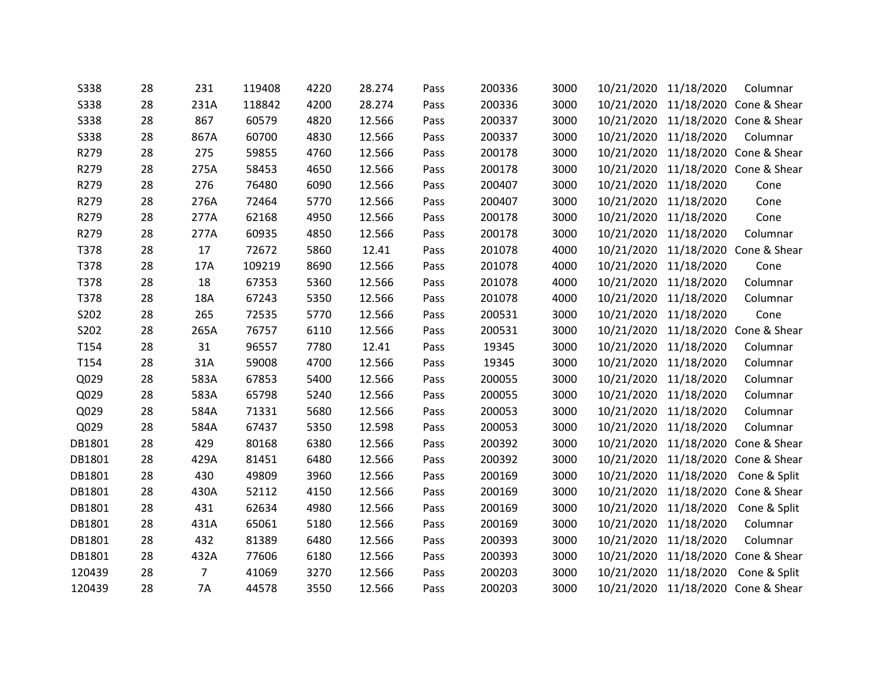| | | | | | | | | | | | |
|---|---|---|---|---|---|---|---|---|---|---|---|
| S338 | 28 | 231 | 119408 | 4220 | 28.274 | Pass | 200336 | 3000 | 10/21/2020 | 11/18/2020 | Columnar |
| S338 | 28 | 231A | 118842 | 4200 | 28.274 | Pass | 200336 | 3000 | 10/21/2020 | 11/18/2020 | Cone & Shear |
| S338 | 28 | 867 | 60579 | 4820 | 12.566 | Pass | 200337 | 3000 | 10/21/2020 | 11/18/2020 | Cone & Shear |
| S338 | 28 | 867A | 60700 | 4830 | 12.566 | Pass | 200337 | 3000 | 10/21/2020 | 11/18/2020 | Columnar |
| R279 | 28 | 275 | 59855 | 4760 | 12.566 | Pass | 200178 | 3000 | 10/21/2020 | 11/18/2020 | Cone & Shear |
| R279 | 28 | 275A | 58453 | 4650 | 12.566 | Pass | 200178 | 3000 | 10/21/2020 | 11/18/2020 | Cone & Shear |
| R279 | 28 | 276 | 76480 | 6090 | 12.566 | Pass | 200407 | 3000 | 10/21/2020 | 11/18/2020 | Cone |
| R279 | 28 | 276A | 72464 | 5770 | 12.566 | Pass | 200407 | 3000 | 10/21/2020 | 11/18/2020 | Cone |
| R279 | 28 | 277A | 62168 | 4950 | 12.566 | Pass | 200178 | 3000 | 10/21/2020 | 11/18/2020 | Cone |
| R279 | 28 | 277A | 60935 | 4850 | 12.566 | Pass | 200178 | 3000 | 10/21/2020 | 11/18/2020 | Columnar |
| T378 | 28 | 17 | 72672 | 5860 | 12.41 | Pass | 201078 | 4000 | 10/21/2020 | 11/18/2020 | Cone & Shear |
| T378 | 28 | 17A | 109219 | 8690 | 12.566 | Pass | 201078 | 4000 | 10/21/2020 | 11/18/2020 | Cone |
| T378 | 28 | 18 | 67353 | 5360 | 12.566 | Pass | 201078 | 4000 | 10/21/2020 | 11/18/2020 | Columnar |
| T378 | 28 | 18A | 67243 | 5350 | 12.566 | Pass | 201078 | 4000 | 10/21/2020 | 11/18/2020 | Columnar |
| S202 | 28 | 265 | 72535 | 5770 | 12.566 | Pass | 200531 | 3000 | 10/21/2020 | 11/18/2020 | Cone |
| S202 | 28 | 265A | 76757 | 6110 | 12.566 | Pass | 200531 | 3000 | 10/21/2020 | 11/18/2020 | Cone & Shear |
| T154 | 28 | 31 | 96557 | 7780 | 12.41 | Pass | 19345 | 3000 | 10/21/2020 | 11/18/2020 | Columnar |
| T154 | 28 | 31A | 59008 | 4700 | 12.566 | Pass | 19345 | 3000 | 10/21/2020 | 11/18/2020 | Columnar |
| Q029 | 28 | 583A | 67853 | 5400 | 12.566 | Pass | 200055 | 3000 | 10/21/2020 | 11/18/2020 | Columnar |
| Q029 | 28 | 583A | 65798 | 5240 | 12.566 | Pass | 200055 | 3000 | 10/21/2020 | 11/18/2020 | Columnar |
| Q029 | 28 | 584A | 71331 | 5680 | 12.566 | Pass | 200053 | 3000 | 10/21/2020 | 11/18/2020 | Columnar |
| Q029 | 28 | 584A | 67437 | 5350 | 12.598 | Pass | 200053 | 3000 | 10/21/2020 | 11/18/2020 | Columnar |
| DB1801 | 28 | 429 | 80168 | 6380 | 12.566 | Pass | 200392 | 3000 | 10/21/2020 | 11/18/2020 | Cone & Shear |
| DB1801 | 28 | 429A | 81451 | 6480 | 12.566 | Pass | 200392 | 3000 | 10/21/2020 | 11/18/2020 | Cone & Shear |
| DB1801 | 28 | 430 | 49809 | 3960 | 12.566 | Pass | 200169 | 3000 | 10/21/2020 | 11/18/2020 | Cone & Split |
| DB1801 | 28 | 430A | 52112 | 4150 | 12.566 | Pass | 200169 | 3000 | 10/21/2020 | 11/18/2020 | Cone & Shear |
| DB1801 | 28 | 431 | 62634 | 4980 | 12.566 | Pass | 200169 | 3000 | 10/21/2020 | 11/18/2020 | Cone & Split |
| DB1801 | 28 | 431A | 65061 | 5180 | 12.566 | Pass | 200169 | 3000 | 10/21/2020 | 11/18/2020 | Columnar |
| DB1801 | 28 | 432 | 81389 | 6480 | 12.566 | Pass | 200393 | 3000 | 10/21/2020 | 11/18/2020 | Columnar |
| DB1801 | 28 | 432A | 77606 | 6180 | 12.566 | Pass | 200393 | 3000 | 10/21/2020 | 11/18/2020 | Cone & Shear |
| 120439 | 28 | 7 | 41069 | 3270 | 12.566 | Pass | 200203 | 3000 | 10/21/2020 | 11/18/2020 | Cone & Split |
| 120439 | 28 | 7A | 44578 | 3550 | 12.566 | Pass | 200203 | 3000 | 10/21/2020 | 11/18/2020 | Cone & Shear |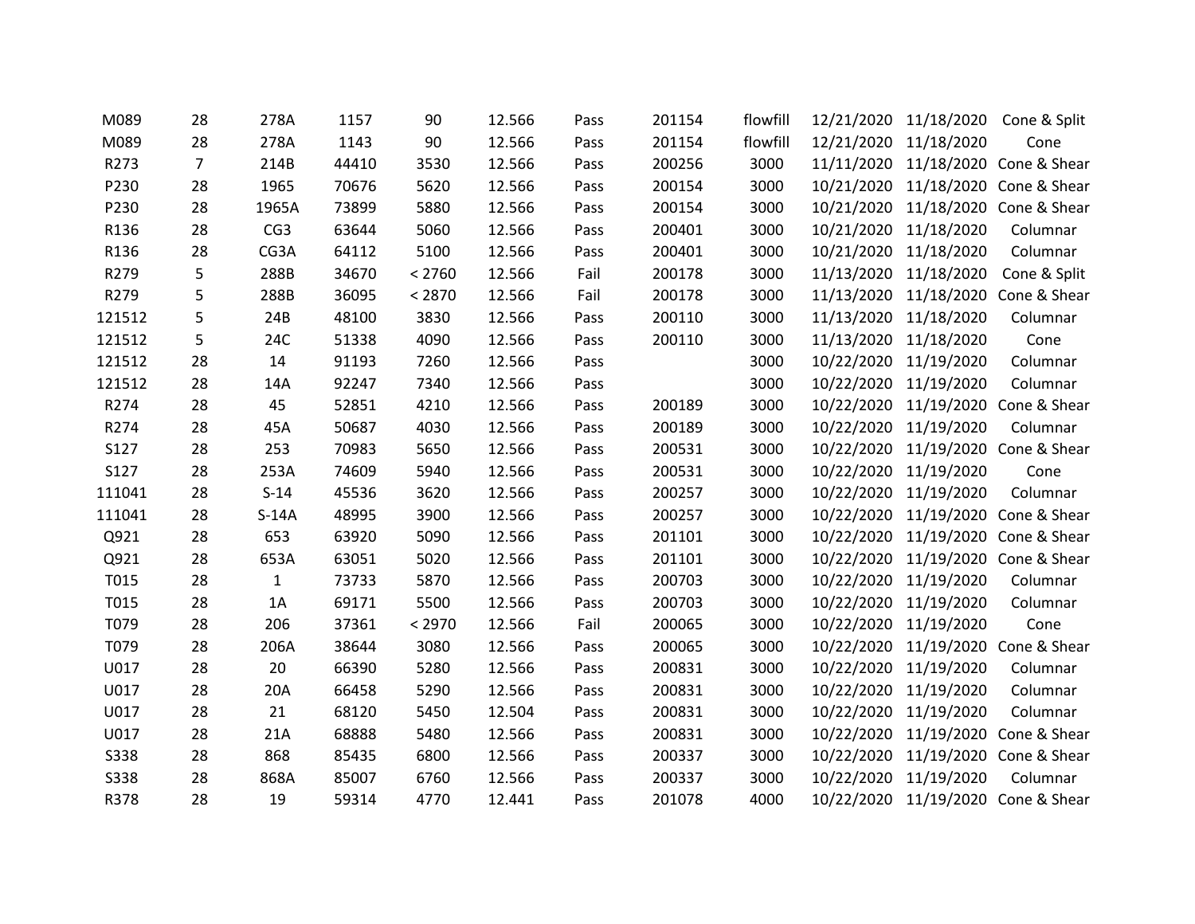| | | | | | | | | | | | |
|---|---|---|---|---|---|---|---|---|---|---|---|
| M089 | 28 | 278A | 1157 | 90 | 12.566 | Pass | 201154 | flowfill | 12/21/2020 | 11/18/2020 | Cone & Split |
| M089 | 28 | 278A | 1143 | 90 | 12.566 | Pass | 201154 | flowfill | 12/21/2020 | 11/18/2020 | Cone |
| R273 | 7 | 214B | 44410 | 3530 | 12.566 | Pass | 200256 | 3000 | 11/11/2020 | 11/18/2020 | Cone & Shear |
| P230 | 28 | 1965 | 70676 | 5620 | 12.566 | Pass | 200154 | 3000 | 10/21/2020 | 11/18/2020 | Cone & Shear |
| P230 | 28 | 1965A | 73899 | 5880 | 12.566 | Pass | 200154 | 3000 | 10/21/2020 | 11/18/2020 | Cone & Shear |
| R136 | 28 | CG3 | 63644 | 5060 | 12.566 | Pass | 200401 | 3000 | 10/21/2020 | 11/18/2020 | Columnar |
| R136 | 28 | CG3A | 64112 | 5100 | 12.566 | Pass | 200401 | 3000 | 10/21/2020 | 11/18/2020 | Columnar |
| R279 | 5 | 288B | 34670 | < 2760 | 12.566 | Fail | 200178 | 3000 | 11/13/2020 | 11/18/2020 | Cone & Split |
| R279 | 5 | 288B | 36095 | < 2870 | 12.566 | Fail | 200178 | 3000 | 11/13/2020 | 11/18/2020 | Cone & Shear |
| 121512 | 5 | 24B | 48100 | 3830 | 12.566 | Pass | 200110 | 3000 | 11/13/2020 | 11/18/2020 | Columnar |
| 121512 | 5 | 24C | 51338 | 4090 | 12.566 | Pass | 200110 | 3000 | 11/13/2020 | 11/18/2020 | Cone |
| 121512 | 28 | 14 | 91193 | 7260 | 12.566 | Pass | | 3000 | 10/22/2020 | 11/19/2020 | Columnar |
| 121512 | 28 | 14A | 92247 | 7340 | 12.566 | Pass | | 3000 | 10/22/2020 | 11/19/2020 | Columnar |
| R274 | 28 | 45 | 52851 | 4210 | 12.566 | Pass | 200189 | 3000 | 10/22/2020 | 11/19/2020 | Cone & Shear |
| R274 | 28 | 45A | 50687 | 4030 | 12.566 | Pass | 200189 | 3000 | 10/22/2020 | 11/19/2020 | Columnar |
| S127 | 28 | 253 | 70983 | 5650 | 12.566 | Pass | 200531 | 3000 | 10/22/2020 | 11/19/2020 | Cone & Shear |
| S127 | 28 | 253A | 74609 | 5940 | 12.566 | Pass | 200531 | 3000 | 10/22/2020 | 11/19/2020 | Cone |
| 111041 | 28 | S-14 | 45536 | 3620 | 12.566 | Pass | 200257 | 3000 | 10/22/2020 | 11/19/2020 | Columnar |
| 111041 | 28 | S-14A | 48995 | 3900 | 12.566 | Pass | 200257 | 3000 | 10/22/2020 | 11/19/2020 | Cone & Shear |
| Q921 | 28 | 653 | 63920 | 5090 | 12.566 | Pass | 201101 | 3000 | 10/22/2020 | 11/19/2020 | Cone & Shear |
| Q921 | 28 | 653A | 63051 | 5020 | 12.566 | Pass | 201101 | 3000 | 10/22/2020 | 11/19/2020 | Cone & Shear |
| T015 | 28 | 1 | 73733 | 5870 | 12.566 | Pass | 200703 | 3000 | 10/22/2020 | 11/19/2020 | Columnar |
| T015 | 28 | 1A | 69171 | 5500 | 12.566 | Pass | 200703 | 3000 | 10/22/2020 | 11/19/2020 | Columnar |
| T079 | 28 | 206 | 37361 | < 2970 | 12.566 | Fail | 200065 | 3000 | 10/22/2020 | 11/19/2020 | Cone |
| T079 | 28 | 206A | 38644 | 3080 | 12.566 | Pass | 200065 | 3000 | 10/22/2020 | 11/19/2020 | Cone & Shear |
| U017 | 28 | 20 | 66390 | 5280 | 12.566 | Pass | 200831 | 3000 | 10/22/2020 | 11/19/2020 | Columnar |
| U017 | 28 | 20A | 66458 | 5290 | 12.566 | Pass | 200831 | 3000 | 10/22/2020 | 11/19/2020 | Columnar |
| U017 | 28 | 21 | 68120 | 5450 | 12.504 | Pass | 200831 | 3000 | 10/22/2020 | 11/19/2020 | Columnar |
| U017 | 28 | 21A | 68888 | 5480 | 12.566 | Pass | 200831 | 3000 | 10/22/2020 | 11/19/2020 | Cone & Shear |
| S338 | 28 | 868 | 85435 | 6800 | 12.566 | Pass | 200337 | 3000 | 10/22/2020 | 11/19/2020 | Cone & Shear |
| S338 | 28 | 868A | 85007 | 6760 | 12.566 | Pass | 200337 | 3000 | 10/22/2020 | 11/19/2020 | Columnar |
| R378 | 28 | 19 | 59314 | 4770 | 12.441 | Pass | 201078 | 4000 | 10/22/2020 | 11/19/2020 | Cone & Shear |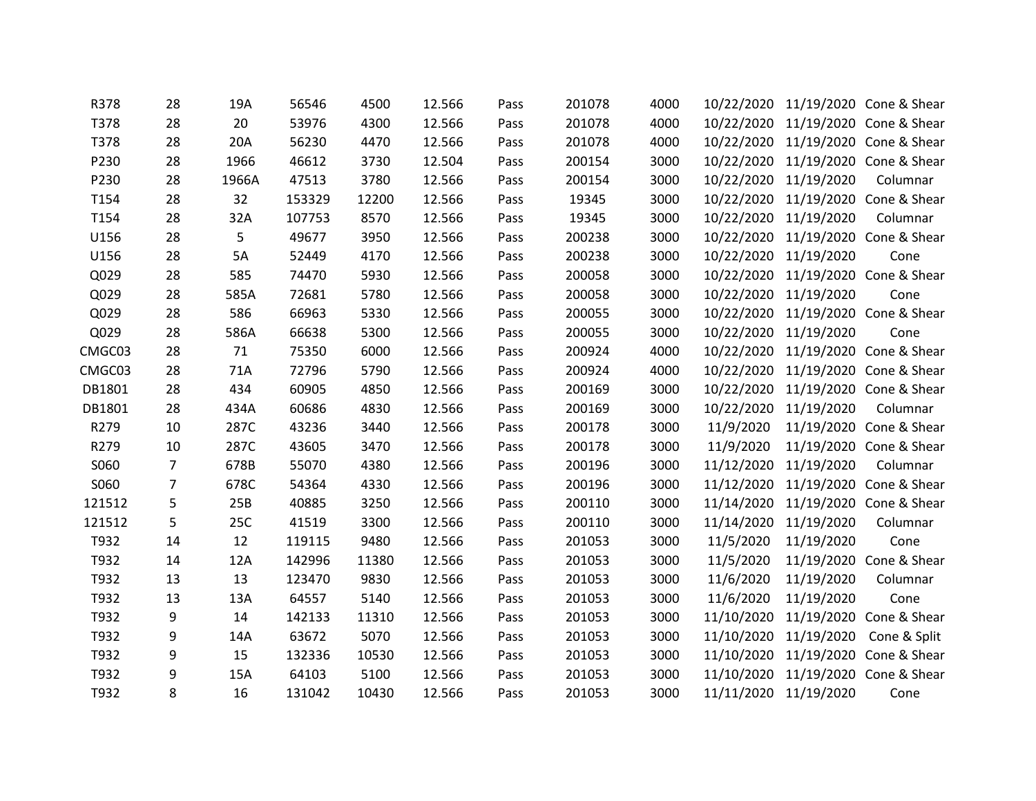| | | | | | | | | | | | |
|---|---|---|---|---|---|---|---|---|---|---|---|
| R378 | 28 | 19A | 56546 | 4500 | 12.566 | Pass | 201078 | 4000 | 10/22/2020 | 11/19/2020 | Cone & Shear |
| T378 | 28 | 20 | 53976 | 4300 | 12.566 | Pass | 201078 | 4000 | 10/22/2020 | 11/19/2020 | Cone & Shear |
| T378 | 28 | 20A | 56230 | 4470 | 12.566 | Pass | 201078 | 4000 | 10/22/2020 | 11/19/2020 | Cone & Shear |
| P230 | 28 | 1966 | 46612 | 3730 | 12.504 | Pass | 200154 | 3000 | 10/22/2020 | 11/19/2020 | Cone & Shear |
| P230 | 28 | 1966A | 47513 | 3780 | 12.566 | Pass | 200154 | 3000 | 10/22/2020 | 11/19/2020 | Columnar |
| T154 | 28 | 32 | 153329 | 12200 | 12.566 | Pass | 19345 | 3000 | 10/22/2020 | 11/19/2020 | Cone & Shear |
| T154 | 28 | 32A | 107753 | 8570 | 12.566 | Pass | 19345 | 3000 | 10/22/2020 | 11/19/2020 | Columnar |
| U156 | 28 | 5 | 49677 | 3950 | 12.566 | Pass | 200238 | 3000 | 10/22/2020 | 11/19/2020 | Cone & Shear |
| U156 | 28 | 5A | 52449 | 4170 | 12.566 | Pass | 200238 | 3000 | 10/22/2020 | 11/19/2020 | Cone |
| Q029 | 28 | 585 | 74470 | 5930 | 12.566 | Pass | 200058 | 3000 | 10/22/2020 | 11/19/2020 | Cone & Shear |
| Q029 | 28 | 585A | 72681 | 5780 | 12.566 | Pass | 200058 | 3000 | 10/22/2020 | 11/19/2020 | Cone |
| Q029 | 28 | 586 | 66963 | 5330 | 12.566 | Pass | 200055 | 3000 | 10/22/2020 | 11/19/2020 | Cone & Shear |
| Q029 | 28 | 586A | 66638 | 5300 | 12.566 | Pass | 200055 | 3000 | 10/22/2020 | 11/19/2020 | Cone |
| CMGC03 | 28 | 71 | 75350 | 6000 | 12.566 | Pass | 200924 | 4000 | 10/22/2020 | 11/19/2020 | Cone & Shear |
| CMGC03 | 28 | 71A | 72796 | 5790 | 12.566 | Pass | 200924 | 4000 | 10/22/2020 | 11/19/2020 | Cone & Shear |
| DB1801 | 28 | 434 | 60905 | 4850 | 12.566 | Pass | 200169 | 3000 | 10/22/2020 | 11/19/2020 | Cone & Shear |
| DB1801 | 28 | 434A | 60686 | 4830 | 12.566 | Pass | 200169 | 3000 | 10/22/2020 | 11/19/2020 | Columnar |
| R279 | 10 | 287C | 43236 | 3440 | 12.566 | Pass | 200178 | 3000 | 11/9/2020 | 11/19/2020 | Cone & Shear |
| R279 | 10 | 287C | 43605 | 3470 | 12.566 | Pass | 200178 | 3000 | 11/9/2020 | 11/19/2020 | Cone & Shear |
| S060 | 7 | 678B | 55070 | 4380 | 12.566 | Pass | 200196 | 3000 | 11/12/2020 | 11/19/2020 | Columnar |
| S060 | 7 | 678C | 54364 | 4330 | 12.566 | Pass | 200196 | 3000 | 11/12/2020 | 11/19/2020 | Cone & Shear |
| 121512 | 5 | 25B | 40885 | 3250 | 12.566 | Pass | 200110 | 3000 | 11/14/2020 | 11/19/2020 | Cone & Shear |
| 121512 | 5 | 25C | 41519 | 3300 | 12.566 | Pass | 200110 | 3000 | 11/14/2020 | 11/19/2020 | Columnar |
| T932 | 14 | 12 | 119115 | 9480 | 12.566 | Pass | 201053 | 3000 | 11/5/2020 | 11/19/2020 | Cone |
| T932 | 14 | 12A | 142996 | 11380 | 12.566 | Pass | 201053 | 3000 | 11/5/2020 | 11/19/2020 | Cone & Shear |
| T932 | 13 | 13 | 123470 | 9830 | 12.566 | Pass | 201053 | 3000 | 11/6/2020 | 11/19/2020 | Columnar |
| T932 | 13 | 13A | 64557 | 5140 | 12.566 | Pass | 201053 | 3000 | 11/6/2020 | 11/19/2020 | Cone |
| T932 | 9 | 14 | 142133 | 11310 | 12.566 | Pass | 201053 | 3000 | 11/10/2020 | 11/19/2020 | Cone & Shear |
| T932 | 9 | 14A | 63672 | 5070 | 12.566 | Pass | 201053 | 3000 | 11/10/2020 | 11/19/2020 | Cone & Split |
| T932 | 9 | 15 | 132336 | 10530 | 12.566 | Pass | 201053 | 3000 | 11/10/2020 | 11/19/2020 | Cone & Shear |
| T932 | 9 | 15A | 64103 | 5100 | 12.566 | Pass | 201053 | 3000 | 11/10/2020 | 11/19/2020 | Cone & Shear |
| T932 | 8 | 16 | 131042 | 10430 | 12.566 | Pass | 201053 | 3000 | 11/11/2020 | 11/19/2020 | Cone |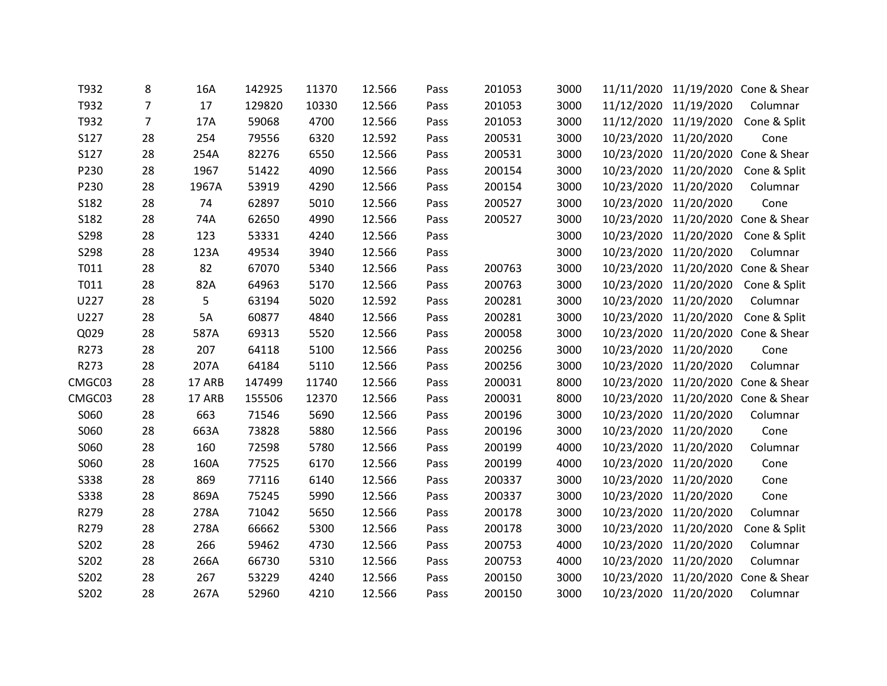|  |  |  |  |  |  |  |  |  |  |  |  |
|---|---|---|---|---|---|---|---|---|---|---|---|
| T932 | 8 | 16A | 142925 | 11370 | 12.566 | Pass | 201053 | 3000 | 11/11/2020 | 11/19/2020 | Cone & Shear |
| T932 | 7 | 17 | 129820 | 10330 | 12.566 | Pass | 201053 | 3000 | 11/12/2020 | 11/19/2020 | Columnar |
| T932 | 7 | 17A | 59068 | 4700 | 12.566 | Pass | 201053 | 3000 | 11/12/2020 | 11/19/2020 | Cone & Split |
| S127 | 28 | 254 | 79556 | 6320 | 12.592 | Pass | 200531 | 3000 | 10/23/2020 | 11/20/2020 | Cone |
| S127 | 28 | 254A | 82276 | 6550 | 12.566 | Pass | 200531 | 3000 | 10/23/2020 | 11/20/2020 | Cone & Shear |
| P230 | 28 | 1967 | 51422 | 4090 | 12.566 | Pass | 200154 | 3000 | 10/23/2020 | 11/20/2020 | Cone & Split |
| P230 | 28 | 1967A | 53919 | 4290 | 12.566 | Pass | 200154 | 3000 | 10/23/2020 | 11/20/2020 | Columnar |
| S182 | 28 | 74 | 62897 | 5010 | 12.566 | Pass | 200527 | 3000 | 10/23/2020 | 11/20/2020 | Cone |
| S182 | 28 | 74A | 62650 | 4990 | 12.566 | Pass | 200527 | 3000 | 10/23/2020 | 11/20/2020 | Cone & Shear |
| S298 | 28 | 123 | 53331 | 4240 | 12.566 | Pass |  | 3000 | 10/23/2020 | 11/20/2020 | Cone & Split |
| S298 | 28 | 123A | 49534 | 3940 | 12.566 | Pass |  | 3000 | 10/23/2020 | 11/20/2020 | Columnar |
| T011 | 28 | 82 | 67070 | 5340 | 12.566 | Pass | 200763 | 3000 | 10/23/2020 | 11/20/2020 | Cone & Shear |
| T011 | 28 | 82A | 64963 | 5170 | 12.566 | Pass | 200763 | 3000 | 10/23/2020 | 11/20/2020 | Cone & Split |
| U227 | 28 | 5 | 63194 | 5020 | 12.592 | Pass | 200281 | 3000 | 10/23/2020 | 11/20/2020 | Columnar |
| U227 | 28 | 5A | 60877 | 4840 | 12.566 | Pass | 200281 | 3000 | 10/23/2020 | 11/20/2020 | Cone & Split |
| Q029 | 28 | 587A | 69313 | 5520 | 12.566 | Pass | 200058 | 3000 | 10/23/2020 | 11/20/2020 | Cone & Shear |
| R273 | 28 | 207 | 64118 | 5100 | 12.566 | Pass | 200256 | 3000 | 10/23/2020 | 11/20/2020 | Cone |
| R273 | 28 | 207A | 64184 | 5110 | 12.566 | Pass | 200256 | 3000 | 10/23/2020 | 11/20/2020 | Columnar |
| CMGC03 | 28 | 17 ARB | 147499 | 11740 | 12.566 | Pass | 200031 | 8000 | 10/23/2020 | 11/20/2020 | Cone & Shear |
| CMGC03 | 28 | 17 ARB | 155506 | 12370 | 12.566 | Pass | 200031 | 8000 | 10/23/2020 | 11/20/2020 | Cone & Shear |
| S060 | 28 | 663 | 71546 | 5690 | 12.566 | Pass | 200196 | 3000 | 10/23/2020 | 11/20/2020 | Columnar |
| S060 | 28 | 663A | 73828 | 5880 | 12.566 | Pass | 200196 | 3000 | 10/23/2020 | 11/20/2020 | Cone |
| S060 | 28 | 160 | 72598 | 5780 | 12.566 | Pass | 200199 | 4000 | 10/23/2020 | 11/20/2020 | Columnar |
| S060 | 28 | 160A | 77525 | 6170 | 12.566 | Pass | 200199 | 4000 | 10/23/2020 | 11/20/2020 | Cone |
| S338 | 28 | 869 | 77116 | 6140 | 12.566 | Pass | 200337 | 3000 | 10/23/2020 | 11/20/2020 | Cone |
| S338 | 28 | 869A | 75245 | 5990 | 12.566 | Pass | 200337 | 3000 | 10/23/2020 | 11/20/2020 | Cone |
| R279 | 28 | 278A | 71042 | 5650 | 12.566 | Pass | 200178 | 3000 | 10/23/2020 | 11/20/2020 | Columnar |
| R279 | 28 | 278A | 66662 | 5300 | 12.566 | Pass | 200178 | 3000 | 10/23/2020 | 11/20/2020 | Cone & Split |
| S202 | 28 | 266 | 59462 | 4730 | 12.566 | Pass | 200753 | 4000 | 10/23/2020 | 11/20/2020 | Columnar |
| S202 | 28 | 266A | 66730 | 5310 | 12.566 | Pass | 200753 | 4000 | 10/23/2020 | 11/20/2020 | Columnar |
| S202 | 28 | 267 | 53229 | 4240 | 12.566 | Pass | 200150 | 3000 | 10/23/2020 | 11/20/2020 | Cone & Shear |
| S202 | 28 | 267A | 52960 | 4210 | 12.566 | Pass | 200150 | 3000 | 10/23/2020 | 11/20/2020 | Columnar |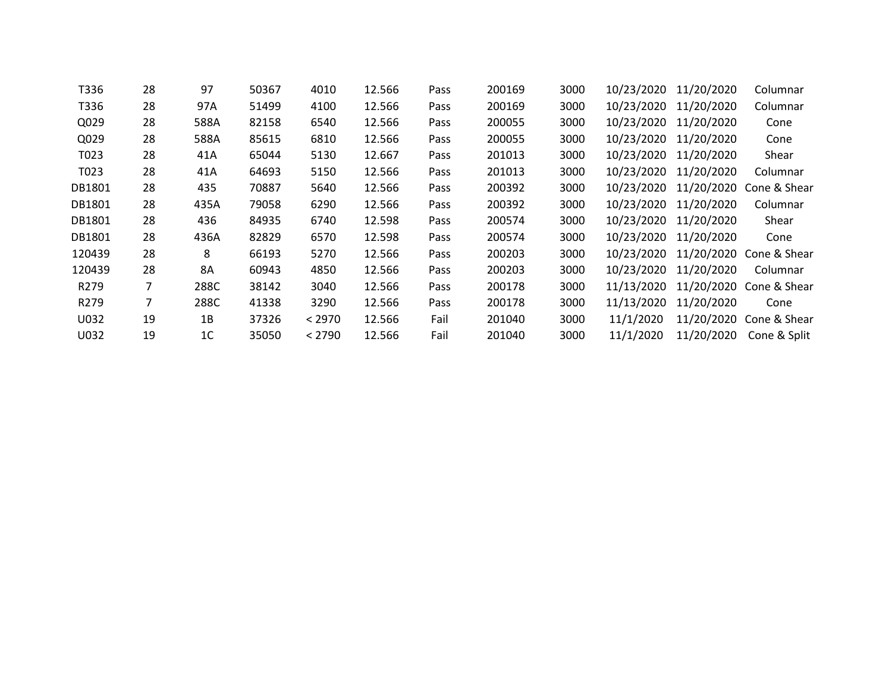| | | | | | | | | | | | |
|---|---|---|---|---|---|---|---|---|---|---|---|
| T336 | 28 | 97 | 50367 | 4010 | 12.566 | Pass | 200169 | 3000 | 10/23/2020 | 11/20/2020 | Columnar |
| T336 | 28 | 97A | 51499 | 4100 | 12.566 | Pass | 200169 | 3000 | 10/23/2020 | 11/20/2020 | Columnar |
| Q029 | 28 | 588A | 82158 | 6540 | 12.566 | Pass | 200055 | 3000 | 10/23/2020 | 11/20/2020 | Cone |
| Q029 | 28 | 588A | 85615 | 6810 | 12.566 | Pass | 200055 | 3000 | 10/23/2020 | 11/20/2020 | Cone |
| T023 | 28 | 41A | 65044 | 5130 | 12.667 | Pass | 201013 | 3000 | 10/23/2020 | 11/20/2020 | Shear |
| T023 | 28 | 41A | 64693 | 5150 | 12.566 | Pass | 201013 | 3000 | 10/23/2020 | 11/20/2020 | Columnar |
| DB1801 | 28 | 435 | 70887 | 5640 | 12.566 | Pass | 200392 | 3000 | 10/23/2020 | 11/20/2020 | Cone & Shear |
| DB1801 | 28 | 435A | 79058 | 6290 | 12.566 | Pass | 200392 | 3000 | 10/23/2020 | 11/20/2020 | Columnar |
| DB1801 | 28 | 436 | 84935 | 6740 | 12.598 | Pass | 200574 | 3000 | 10/23/2020 | 11/20/2020 | Shear |
| DB1801 | 28 | 436A | 82829 | 6570 | 12.598 | Pass | 200574 | 3000 | 10/23/2020 | 11/20/2020 | Cone |
| 120439 | 28 | 8 | 66193 | 5270 | 12.566 | Pass | 200203 | 3000 | 10/23/2020 | 11/20/2020 | Cone & Shear |
| 120439 | 28 | 8A | 60943 | 4850 | 12.566 | Pass | 200203 | 3000 | 10/23/2020 | 11/20/2020 | Columnar |
| R279 | 7 | 288C | 38142 | 3040 | 12.566 | Pass | 200178 | 3000 | 11/13/2020 | 11/20/2020 | Cone & Shear |
| R279 | 7 | 288C | 41338 | 3290 | 12.566 | Pass | 200178 | 3000 | 11/13/2020 | 11/20/2020 | Cone |
| U032 | 19 | 1B | 37326 | < 2970 | 12.566 | Fail | 201040 | 3000 | 11/1/2020 | 11/20/2020 | Cone & Shear |
| U032 | 19 | 1C | 35050 | < 2790 | 12.566 | Fail | 201040 | 3000 | 11/1/2020 | 11/20/2020 | Cone & Split |